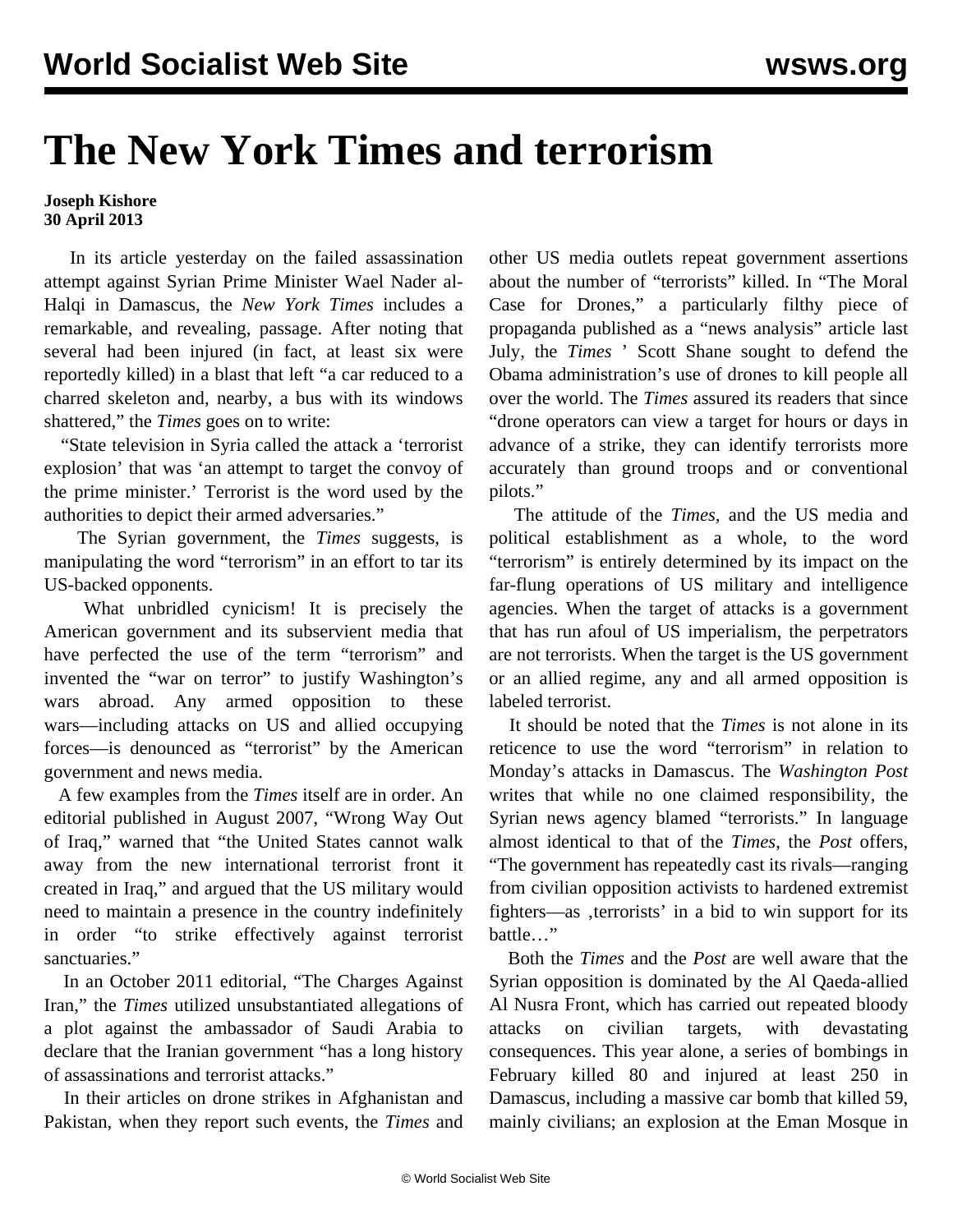# The New York Times and terrorism

**Joseph Kishore**
**30 April 2013**

In its article yesterday on the failed assassination attempt against Syrian Prime Minister Wael Nader al-Halqi in Damascus, the *New York Times* includes a remarkable, and revealing, passage. After noting that several had been injured (in fact, at least six were reportedly killed) in a blast that left "a car reduced to a charred skeleton and, nearby, a bus with its windows shattered," the *Times* goes on to write:

"State television in Syria called the attack a 'terrorist explosion' that was 'an attempt to target the convoy of the prime minister.' Terrorist is the word used by the authorities to depict their armed adversaries."

The Syrian government, the *Times* suggests, is manipulating the word "terrorism" in an effort to tar its US-backed opponents.

What unbridled cynicism! It is precisely the American government and its subservient media that have perfected the use of the term "terrorism" and invented the "war on terror" to justify Washington's wars abroad. Any armed opposition to these wars—including attacks on US and allied occupying forces—is denounced as "terrorist" by the American government and news media.

A few examples from the *Times* itself are in order. An editorial published in August 2007, "Wrong Way Out of Iraq," warned that "the United States cannot walk away from the new international terrorist front it created in Iraq," and argued that the US military would need to maintain a presence in the country indefinitely in order "to strike effectively against terrorist sanctuaries."

In an October 2011 editorial, "The Charges Against Iran," the *Times* utilized unsubstantiated allegations of a plot against the ambassador of Saudi Arabia to declare that the Iranian government "has a long history of assassinations and terrorist attacks."

In their articles on drone strikes in Afghanistan and Pakistan, when they report such events, the *Times* and other US media outlets repeat government assertions about the number of "terrorists" killed. In "The Moral Case for Drones," a particularly filthy piece of propaganda published as a "news analysis" article last July, the *Times* ' Scott Shane sought to defend the Obama administration's use of drones to kill people all over the world. The *Times* assured its readers that since "drone operators can view a target for hours or days in advance of a strike, they can identify terrorists more accurately than ground troops and or conventional pilots."

The attitude of the *Times*, and the US media and political establishment as a whole, to the word "terrorism" is entirely determined by its impact on the far-flung operations of US military and intelligence agencies. When the target of attacks is a government that has run afoul of US imperialism, the perpetrators are not terrorists. When the target is the US government or an allied regime, any and all armed opposition is labeled terrorist.

It should be noted that the *Times* is not alone in its reticence to use the word "terrorism" in relation to Monday's attacks in Damascus. The *Washington Post* writes that while no one claimed responsibility, the Syrian news agency blamed "terrorists." In language almost identical to that of the *Times*, the *Post* offers, "The government has repeatedly cast its rivals—ranging from civilian opposition activists to hardened extremist fighters—as ‚terrorists' in a bid to win support for its battle…"

Both the *Times* and the *Post* are well aware that the Syrian opposition is dominated by the Al Qaeda-allied Al Nusra Front, which has carried out repeated bloody attacks on civilian targets, with devastating consequences. This year alone, a series of bombings in February killed 80 and injured at least 250 in Damascus, including a massive car bomb that killed 59, mainly civilians; an explosion at the Eman Mosque in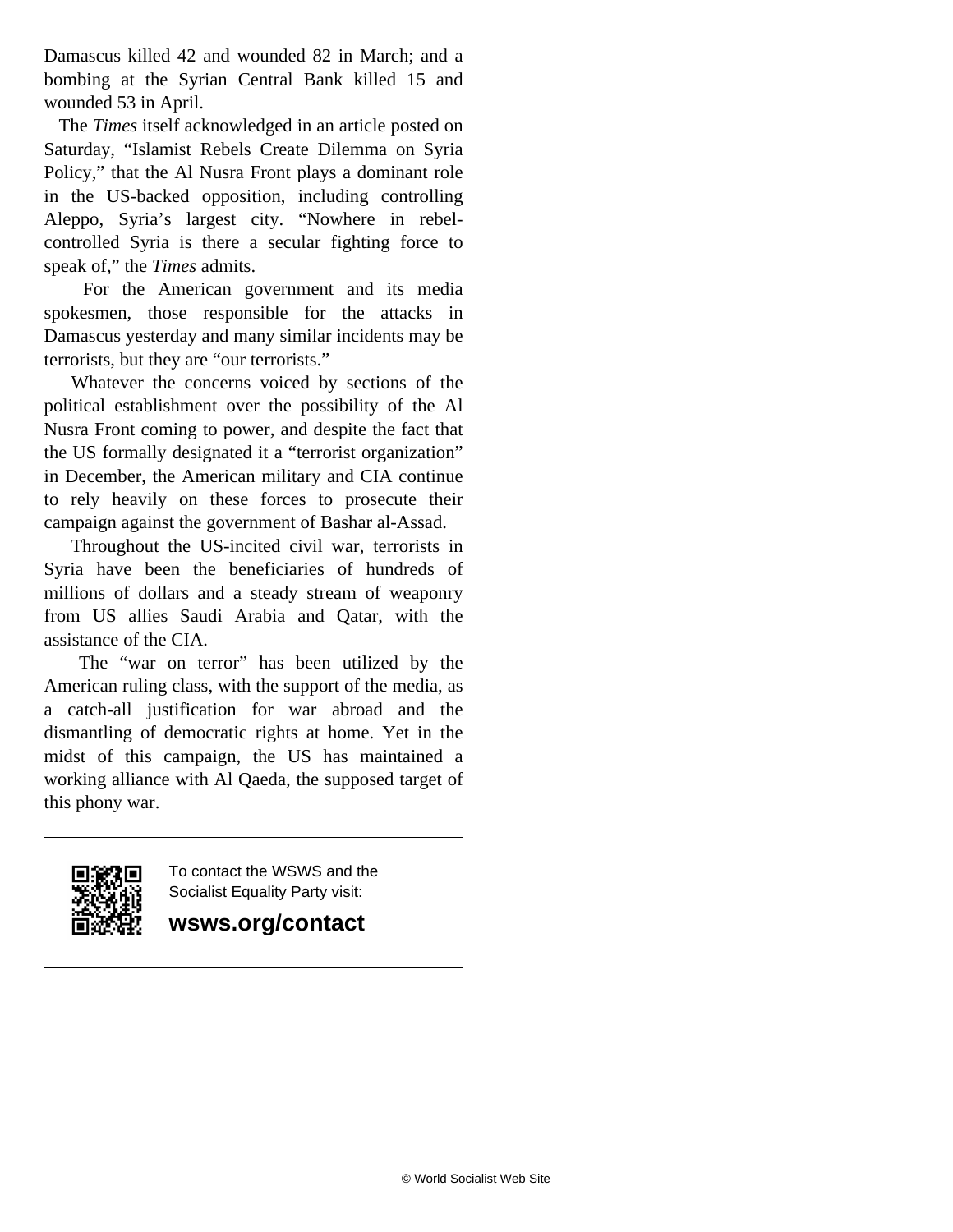Damascus killed 42 and wounded 82 in March; and a bombing at the Syrian Central Bank killed 15 and wounded 53 in April.

The *Times* itself acknowledged in an article posted on Saturday, "Islamist Rebels Create Dilemma on Syria Policy," that the Al Nusra Front plays a dominant role in the US-backed opposition, including controlling Aleppo, Syria's largest city. "Nowhere in rebel-controlled Syria is there a secular fighting force to speak of," the *Times* admits.

For the American government and its media spokesmen, those responsible for the attacks in Damascus yesterday and many similar incidents may be terrorists, but they are "our terrorists."

Whatever the concerns voiced by sections of the political establishment over the possibility of the Al Nusra Front coming to power, and despite the fact that the US formally designated it a "terrorist organization" in December, the American military and CIA continue to rely heavily on these forces to prosecute their campaign against the government of Bashar al-Assad.

Throughout the US-incited civil war, terrorists in Syria have been the beneficiaries of hundreds of millions of dollars and a steady stream of weaponry from US allies Saudi Arabia and Qatar, with the assistance of the CIA.

The "war on terror" has been utilized by the American ruling class, with the support of the media, as a catch-all justification for war abroad and the dismantling of democratic rights at home. Yet in the midst of this campaign, the US has maintained a working alliance with Al Qaeda, the supposed target of this phony war.

To contact the WSWS and the Socialist Equality Party visit:

**wsws.org/contact**